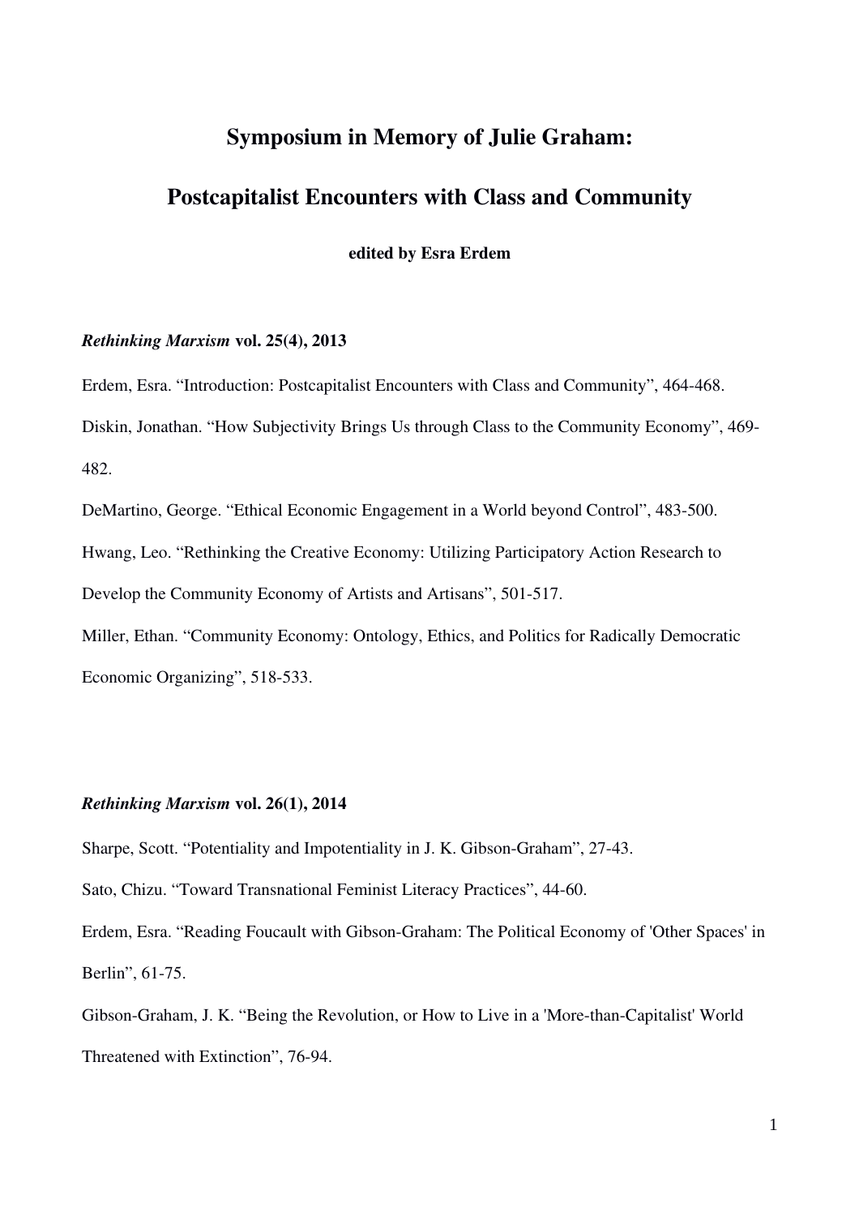# Symposium in Memory of Julie Graham:

# Postcapitalist Encounters with Class and Community

**edited by Esra Erdem**

### *Rethinking Marxism* vol. 25(4), 2013

Erdem, Esra. "Introduction: Postcapitalist Encounters with Class and Community", 464-468.

Diskin, Jonathan. "How Subjectivity Brings Us through Class to the Community Economy", 469-482.

DeMartino, George. "Ethical Economic Engagement in a World beyond Control", 483-500.

Hwang, Leo. "Rethinking the Creative Economy: Utilizing Participatory Action Research to Develop the Community Economy of Artists and Artisans", 501-517.

Miller, Ethan. "Community Economy: Ontology, Ethics, and Politics for Radically Democratic Economic Organizing", 518-533.

### *Rethinking Marxism* vol. 26(1), 2014

Sharpe, Scott. "Potentiality and Impotentiality in J. K. Gibson-Graham", 27-43.

Sato, Chizu. "Toward Transnational Feminist Literacy Practices", 44-60.

Erdem, Esra. "Reading Foucault with Gibson-Graham: The Political Economy of 'Other Spaces' in Berlin", 61-75.

Gibson-Graham, J. K. "Being the Revolution, or How to Live in a 'More-than-Capitalist' World Threatened with Extinction", 76-94.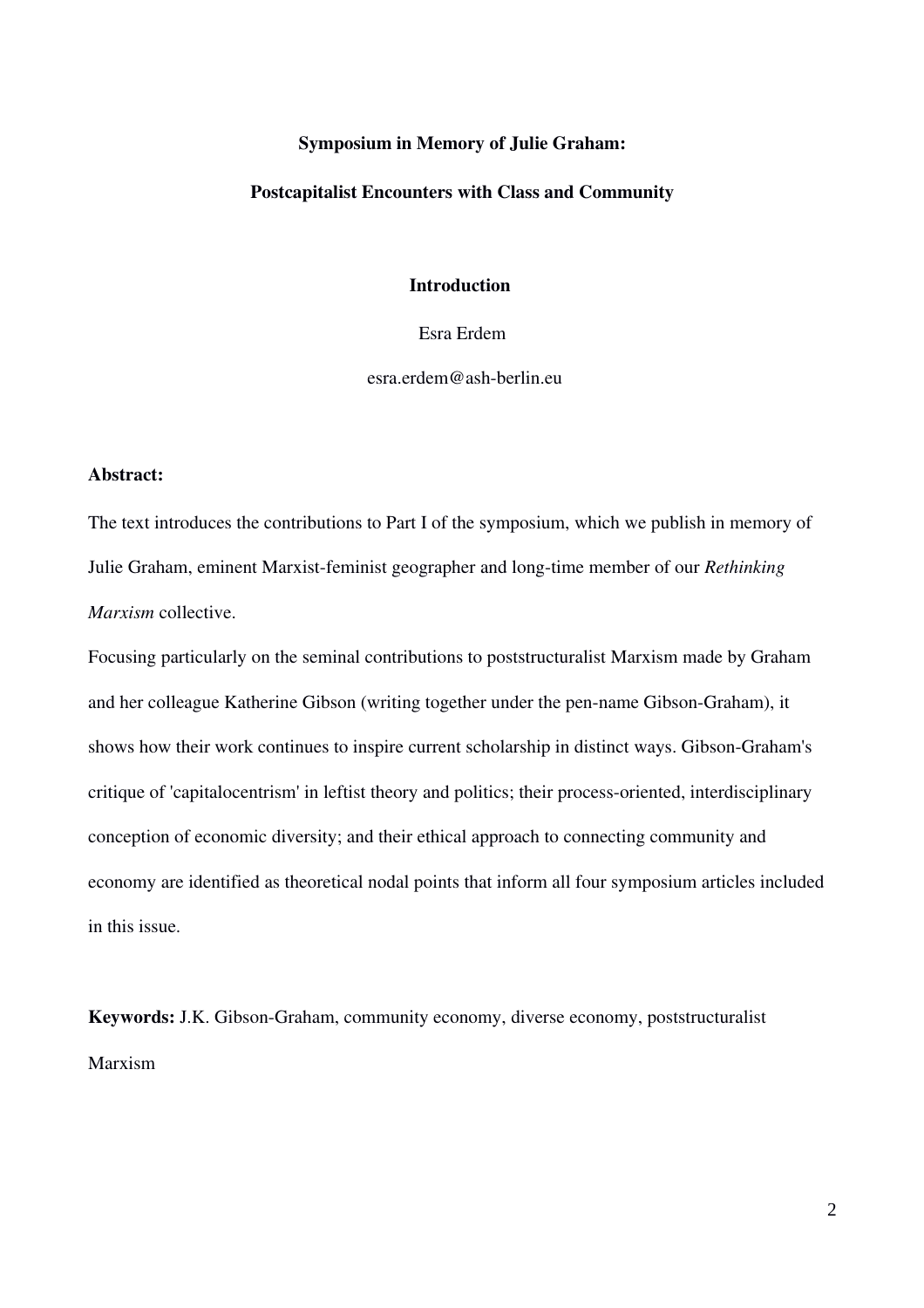**Symposium in Memory of Julie Graham:**

**Postcapitalist Encounters with Class and Community**

## Introduction

Esra Erdem

esra.erdem@ash-berlin.eu

**Abstract:**

The text introduces the contributions to Part I of the symposium, which we publish in memory of Julie Graham, eminent Marxist-feminist geographer and long-time member of our *Rethinking Marxism* collective.

Focusing particularly on the seminal contributions to poststructuralist Marxism made by Graham and her colleague Katherine Gibson (writing together under the pen-name Gibson-Graham), it shows how their work continues to inspire current scholarship in distinct ways. Gibson-Graham's critique of 'capitalocentrism' in leftist theory and politics; their process-oriented, interdisciplinary conception of economic diversity; and their ethical approach to connecting community and economy are identified as theoretical nodal points that inform all four symposium articles included in this issue.

**Keywords:** J.K. Gibson-Graham, community economy, diverse economy, poststructuralist Marxism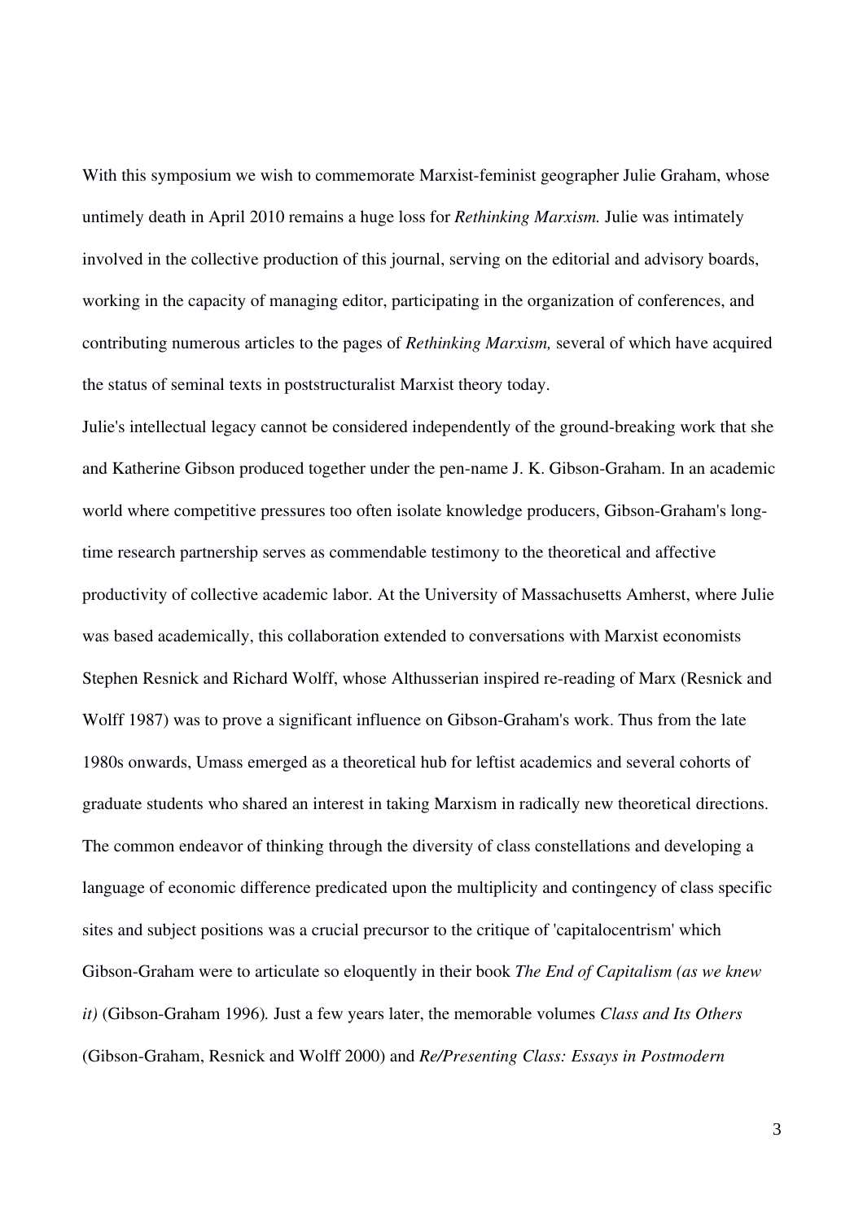With this symposium we wish to commemorate Marxist-feminist geographer Julie Graham, whose untimely death in April 2010 remains a huge loss for *Rethinking Marxism.* Julie was intimately involved in the collective production of this journal, serving on the editorial and advisory boards, working in the capacity of managing editor, participating in the organization of conferences, and contributing numerous articles to the pages of *Rethinking Marxism,* several of which have acquired the status of seminal texts in poststructuralist Marxist theory today.

Julie's intellectual legacy cannot be considered independently of the ground-breaking work that she and Katherine Gibson produced together under the pen-name J. K. Gibson-Graham. In an academic world where competitive pressures too often isolate knowledge producers, Gibson-Graham's long-time research partnership serves as commendable testimony to the theoretical and affective productivity of collective academic labor. At the University of Massachusetts Amherst, where Julie was based academically, this collaboration extended to conversations with Marxist economists Stephen Resnick and Richard Wolff, whose Althusserian inspired re-reading of Marx (Resnick and Wolff 1987) was to prove a significant influence on Gibson-Graham's work. Thus from the late 1980s onwards, Umass emerged as a theoretical hub for leftist academics and several cohorts of graduate students who shared an interest in taking Marxism in radically new theoretical directions. The common endeavor of thinking through the diversity of class constellations and developing a language of economic difference predicated upon the multiplicity and contingency of class specific sites and subject positions was a crucial precursor to the critique of 'capitalocentrism' which Gibson-Graham were to articulate so eloquently in their book *The End of Capitalism (as we knew it)* (Gibson-Graham 1996)*.* Just a few years later, the memorable volumes *Class and Its Others* (Gibson-Graham, Resnick and Wolff 2000) and *Re/Presenting Class: Essays in Postmodern*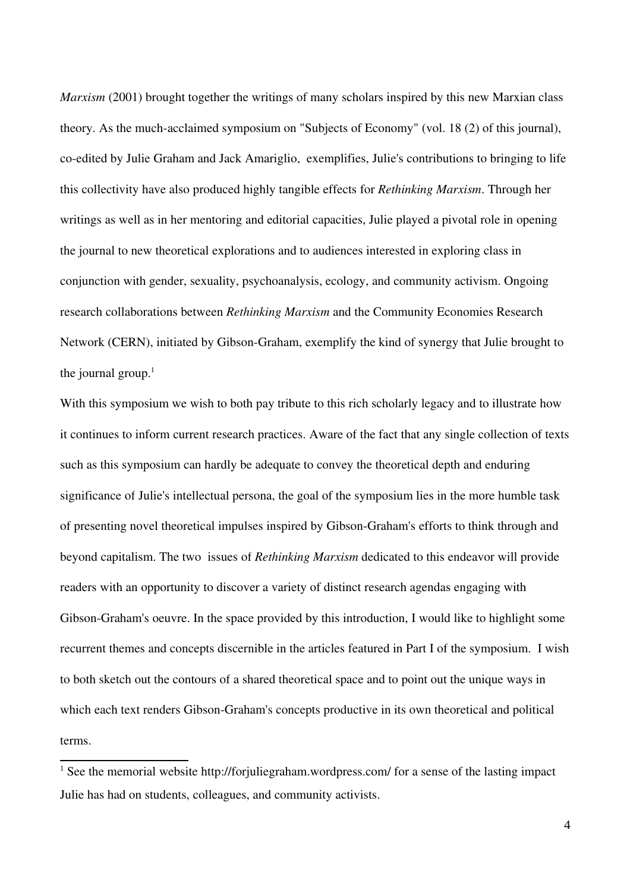*Marxism* (2001) brought together the writings of many scholars inspired by this new Marxian class theory. As the much-acclaimed symposium on "Subjects of Economy" (vol. 18 (2) of this journal), co-edited by Julie Graham and Jack Amariglio, exemplifies, Julie's contributions to bringing to life this collectivity have also produced highly tangible effects for *Rethinking Marxism*. Through her writings as well as in her mentoring and editorial capacities, Julie played a pivotal role in opening the journal to new theoretical explorations and to audiences interested in exploring class in conjunction with gender, sexuality, psychoanalysis, ecology, and community activism. Ongoing research collaborations between *Rethinking Marxism* and the Community Economies Research Network (CERN), initiated by Gibson-Graham, exemplify the kind of synergy that Julie brought to the journal group.[1]

With this symposium we wish to both pay tribute to this rich scholarly legacy and to illustrate how it continues to inform current research practices. Aware of the fact that any single collection of texts such as this symposium can hardly be adequate to convey the theoretical depth and enduring significance of Julie's intellectual persona, the goal of the symposium lies in the more humble task of presenting novel theoretical impulses inspired by Gibson-Graham's efforts to think through and beyond capitalism. The two issues of *Rethinking Marxism* dedicated to this endeavor will provide readers with an opportunity to discover a variety of distinct research agendas engaging with Gibson-Graham's oeuvre. In the space provided by this introduction, I would like to highlight some recurrent themes and concepts discernible in the articles featured in Part I of the symposium. I wish to both sketch out the contours of a shared theoretical space and to point out the unique ways in which each text renders Gibson-Graham's concepts productive in its own theoretical and political terms.

[1] See the memorial website http://forjuliegraham.wordpress.com/ for a sense of the lasting impact Julie has had on students, colleagues, and community activists.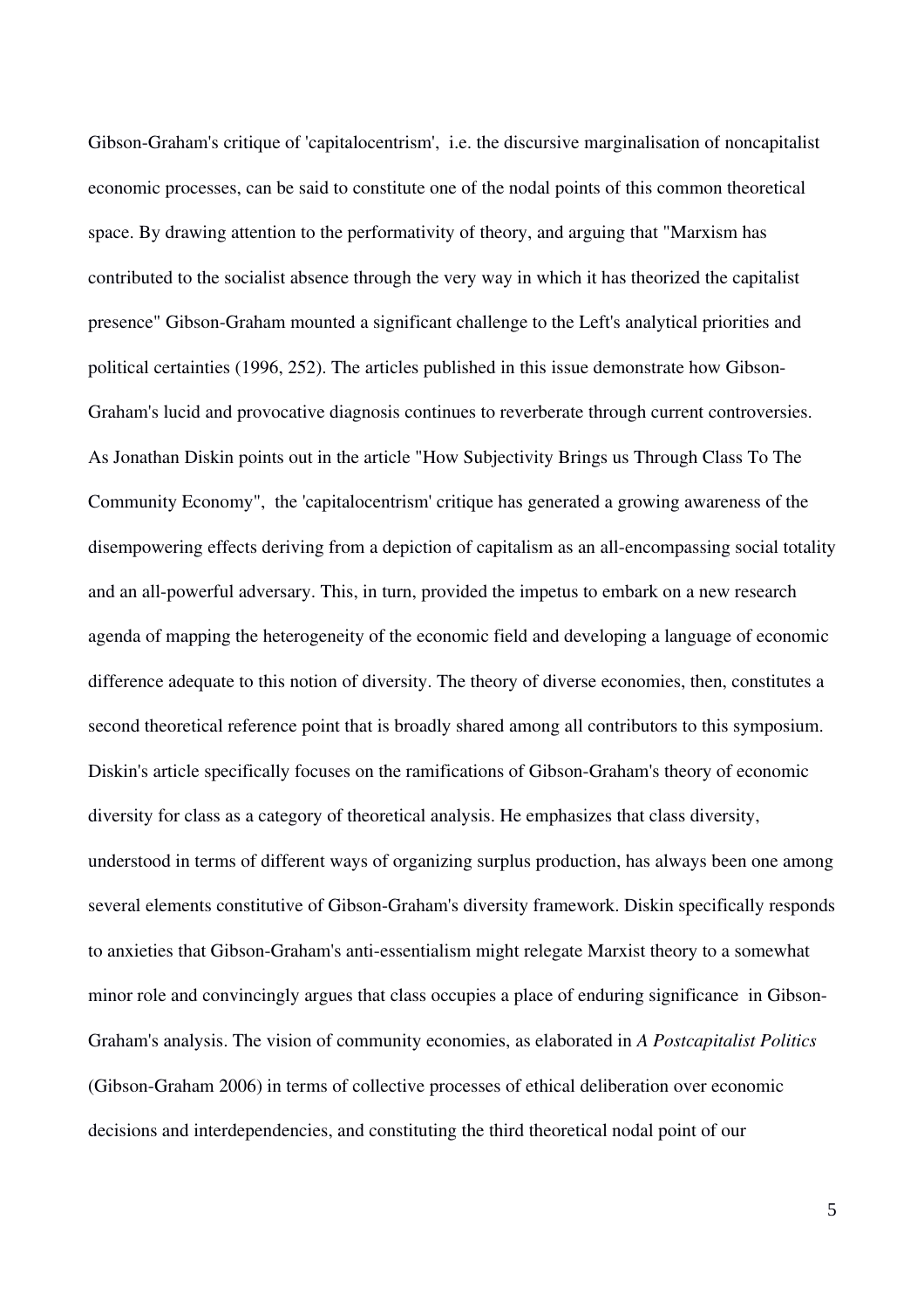Gibson-Graham's critique of 'capitalocentrism', i.e. the discursive marginalisation of noncapitalist economic processes, can be said to constitute one of the nodal points of this common theoretical space. By drawing attention to the performativity of theory, and arguing that "Marxism has contributed to the socialist absence through the very way in which it has theorized the capitalist presence" Gibson-Graham mounted a significant challenge to the Left's analytical priorities and political certainties (1996, 252). The articles published in this issue demonstrate how Gibson-Graham's lucid and provocative diagnosis continues to reverberate through current controversies. As Jonathan Diskin points out in the article "How Subjectivity Brings us Through Class To The Community Economy", the 'capitalocentrism' critique has generated a growing awareness of the disempowering effects deriving from a depiction of capitalism as an all-encompassing social totality and an all-powerful adversary. This, in turn, provided the impetus to embark on a new research agenda of mapping the heterogeneity of the economic field and developing a language of economic difference adequate to this notion of diversity. The theory of diverse economies, then, constitutes a second theoretical reference point that is broadly shared among all contributors to this symposium. Diskin's article specifically focuses on the ramifications of Gibson-Graham's theory of economic diversity for class as a category of theoretical analysis. He emphasizes that class diversity, understood in terms of different ways of organizing surplus production, has always been one among several elements constitutive of Gibson-Graham's diversity framework. Diskin specifically responds to anxieties that Gibson-Graham's anti-essentialism might relegate Marxist theory to a somewhat minor role and convincingly argues that class occupies a place of enduring significance in Gibson-Graham's analysis. The vision of community economies, as elaborated in *A Postcapitalist Politics* (Gibson-Graham 2006) in terms of collective processes of ethical deliberation over economic decisions and interdependencies, and constituting the third theoretical nodal point of our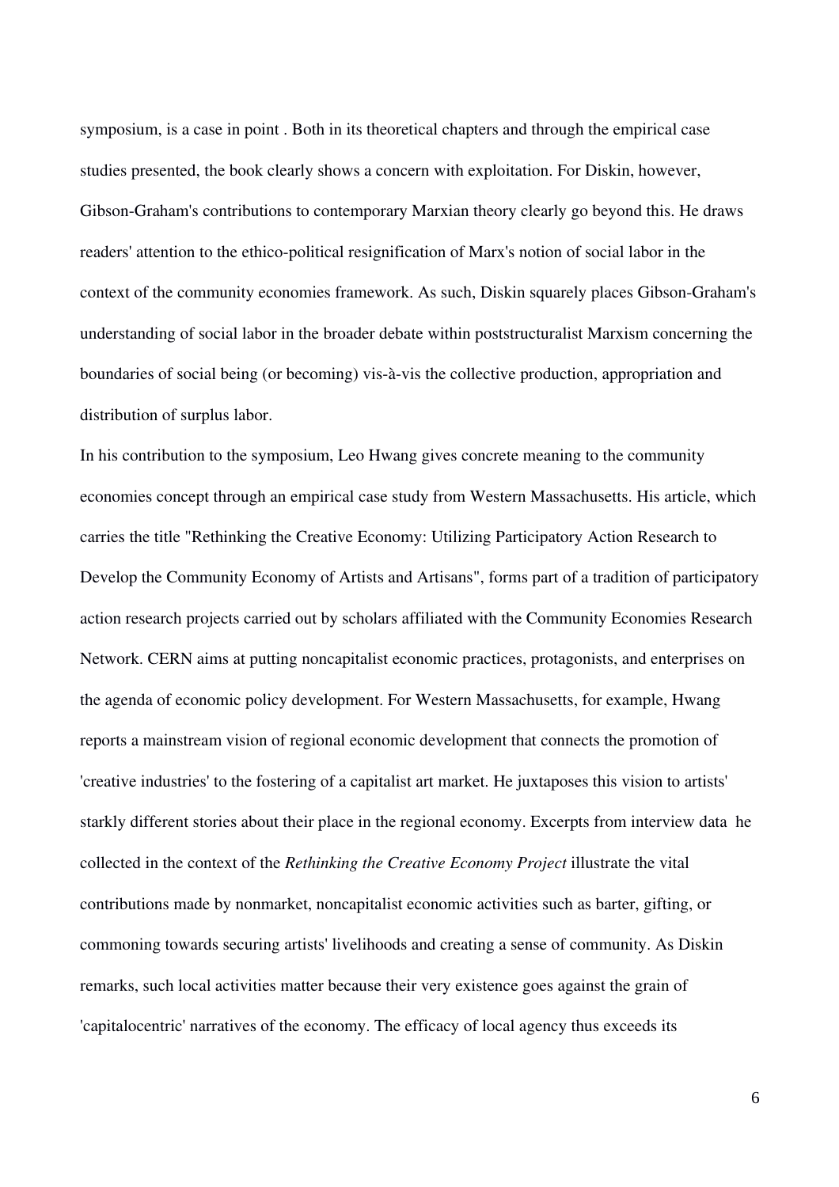symposium, is a case in point . Both in its theoretical chapters and through the empirical case studies presented, the book clearly shows a concern with exploitation. For Diskin, however, Gibson-Graham's contributions to contemporary Marxian theory clearly go beyond this. He draws readers' attention to the ethico-political resignification of Marx's notion of social labor in the context of the community economies framework. As such, Diskin squarely places Gibson-Graham's understanding of social labor in the broader debate within poststructuralist Marxism concerning the boundaries of social being (or becoming) vis-à-vis the collective production, appropriation and distribution of surplus labor.

In his contribution to the symposium, Leo Hwang gives concrete meaning to the community economies concept through an empirical case study from Western Massachusetts. His article, which carries the title "Rethinking the Creative Economy: Utilizing Participatory Action Research to Develop the Community Economy of Artists and Artisans", forms part of a tradition of participatory action research projects carried out by scholars affiliated with the Community Economies Research Network. CERN aims at putting noncapitalist economic practices, protagonists, and enterprises on the agenda of economic policy development. For Western Massachusetts, for example, Hwang reports a mainstream vision of regional economic development that connects the promotion of 'creative industries' to the fostering of a capitalist art market. He juxtaposes this vision to artists' starkly different stories about their place in the regional economy. Excerpts from interview data he collected in the context of the *Rethinking the Creative Economy Project* illustrate the vital contributions made by nonmarket, noncapitalist economic activities such as barter, gifting, or commoning towards securing artists' livelihoods and creating a sense of community. As Diskin remarks, such local activities matter because their very existence goes against the grain of 'capitalocentric' narratives of the economy. The efficacy of local agency thus exceeds its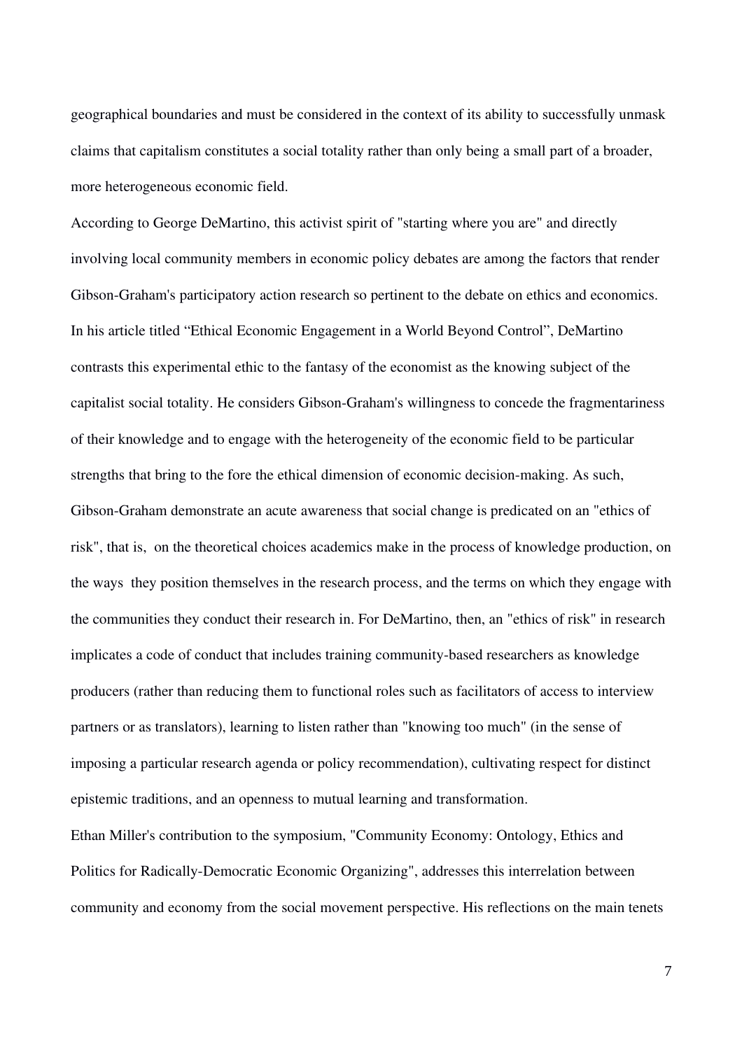geographical boundaries and must be considered in the context of its ability to successfully unmask claims that capitalism constitutes a social totality rather than only being a small part of a broader, more heterogeneous economic field.

According to George DeMartino, this activist spirit of "starting where you are" and directly involving local community members in economic policy debates are among the factors that render Gibson-Graham's participatory action research so pertinent to the debate on ethics and economics. In his article titled "Ethical Economic Engagement in a World Beyond Control", DeMartino contrasts this experimental ethic to the fantasy of the economist as the knowing subject of the capitalist social totality. He considers Gibson-Graham's willingness to concede the fragmentariness of their knowledge and to engage with the heterogeneity of the economic field to be particular strengths that bring to the fore the ethical dimension of economic decision-making. As such, Gibson-Graham demonstrate an acute awareness that social change is predicated on an "ethics of risk", that is, on the theoretical choices academics make in the process of knowledge production, on the ways they position themselves in the research process, and the terms on which they engage with the communities they conduct their research in. For DeMartino, then, an "ethics of risk" in research implicates a code of conduct that includes training community-based researchers as knowledge producers (rather than reducing them to functional roles such as facilitators of access to interview partners or as translators), learning to listen rather than "knowing too much" (in the sense of imposing a particular research agenda or policy recommendation), cultivating respect for distinct epistemic traditions, and an openness to mutual learning and transformation.

Ethan Miller's contribution to the symposium, "Community Economy: Ontology, Ethics and Politics for Radically-Democratic Economic Organizing", addresses this interrelation between community and economy from the social movement perspective. His reflections on the main tenets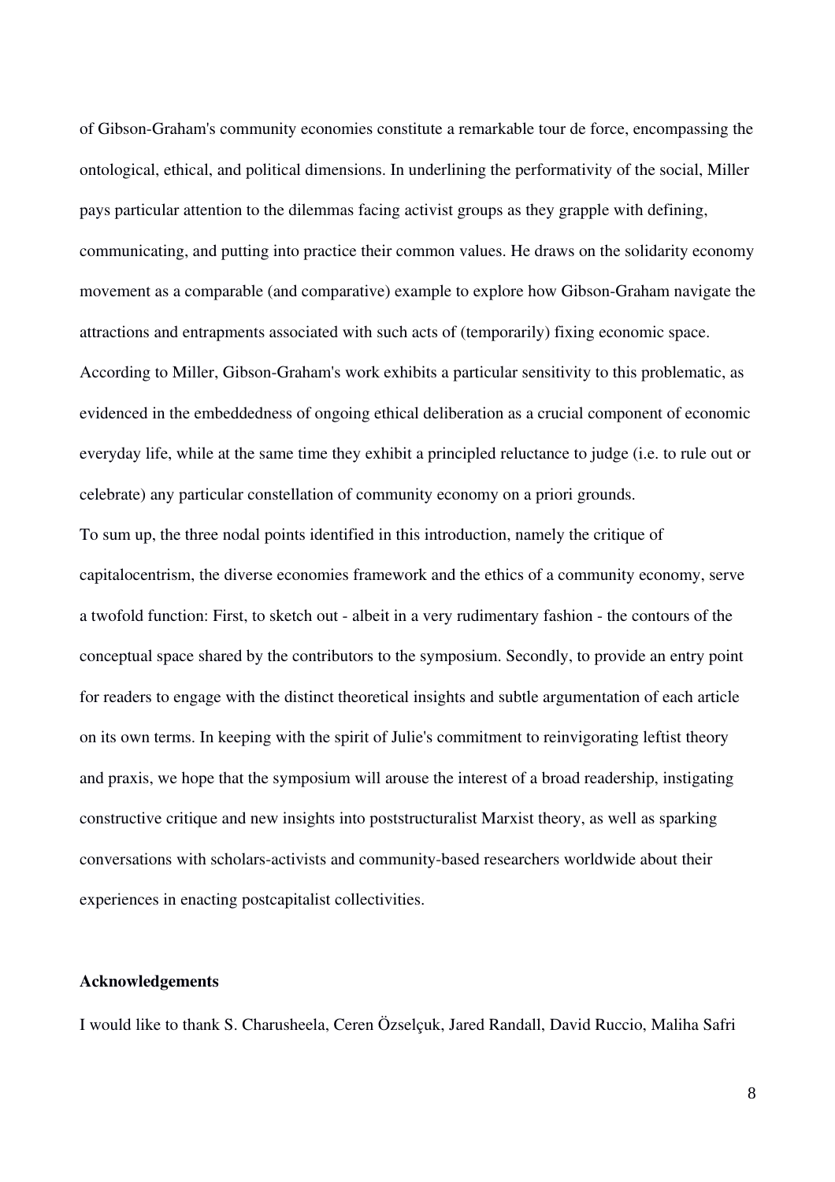of Gibson-Graham's community economies constitute a remarkable tour de force, encompassing the ontological, ethical, and political dimensions. In underlining the performativity of the social, Miller pays particular attention to the dilemmas facing activist groups as they grapple with defining, communicating, and putting into practice their common values. He draws on the solidarity economy movement as a comparable (and comparative) example to explore how Gibson-Graham navigate the attractions and entrapments associated with such acts of (temporarily) fixing economic space. According to Miller, Gibson-Graham's work exhibits a particular sensitivity to this problematic, as evidenced in the embeddedness of ongoing ethical deliberation as a crucial component of economic everyday life, while at the same time they exhibit a principled reluctance to judge (i.e. to rule out or celebrate) any particular constellation of community economy on a priori grounds.

To sum up, the three nodal points identified in this introduction, namely the critique of capitalocentrism, the diverse economies framework and the ethics of a community economy, serve a twofold function: First, to sketch out - albeit in a very rudimentary fashion - the contours of the conceptual space shared by the contributors to the symposium. Secondly, to provide an entry point for readers to engage with the distinct theoretical insights and subtle argumentation of each article on its own terms. In keeping with the spirit of Julie's commitment to reinvigorating leftist theory and praxis, we hope that the symposium will arouse the interest of a broad readership, instigating constructive critique and new insights into poststructuralist Marxist theory, as well as sparking conversations with scholars-activists and community-based researchers worldwide about their experiences in enacting postcapitalist collectivities.

**Acknowledgements**

I would like to thank S. Charusheela, Ceren Özselçuk, Jared Randall, David Ruccio, Maliha Safri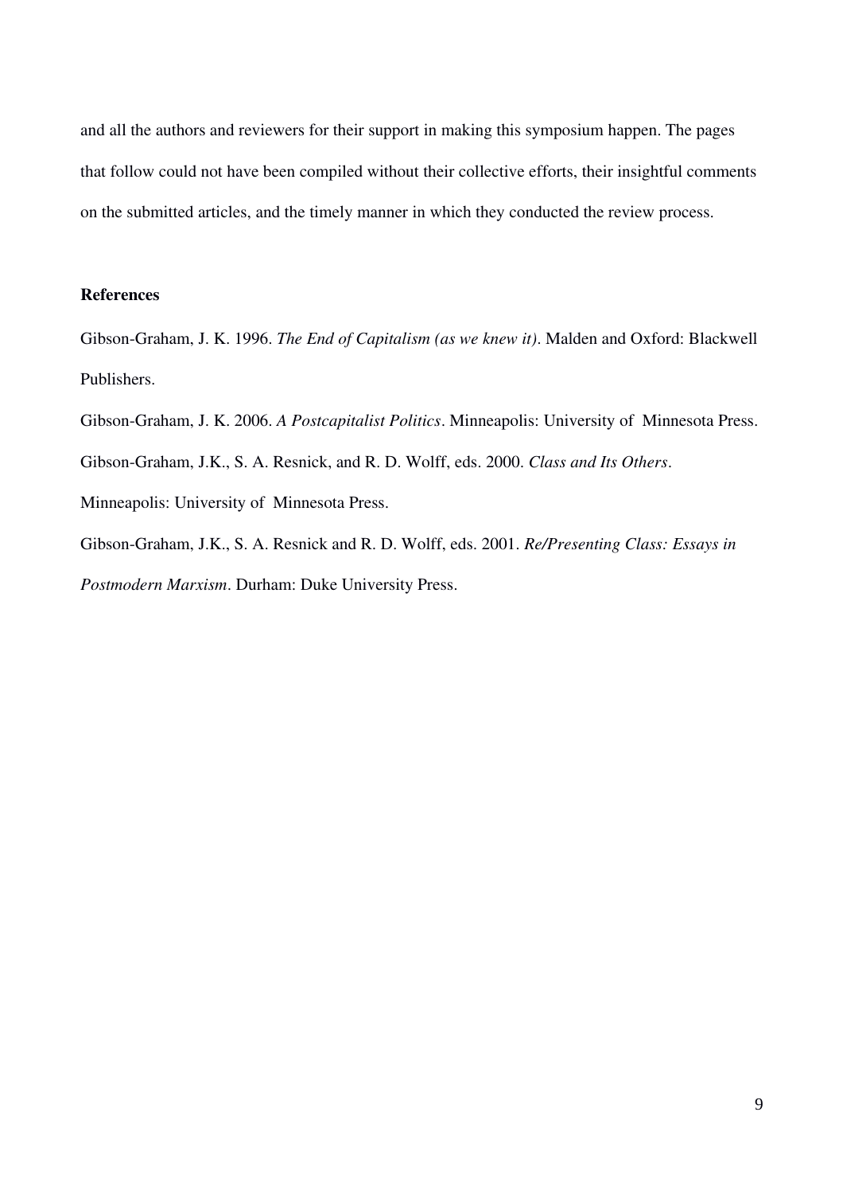and all the authors and reviewers for their support in making this symposium happen. The pages that follow could not have been compiled without their collective efforts, their insightful comments on the submitted articles, and the timely manner in which they conducted the review process.

**References**

Gibson-Graham, J. K. 1996. *The End of Capitalism (as we knew it)*. Malden and Oxford: Blackwell Publishers.

Gibson-Graham, J. K. 2006. *A Postcapitalist Politics*. Minneapolis: University of Minnesota Press.

Gibson-Graham, J.K., S. A. Resnick, and R. D. Wolff, eds. 2000. *Class and Its Others*. Minneapolis: University of Minnesota Press.

Gibson-Graham, J.K., S. A. Resnick and R. D. Wolff, eds. 2001. *Re/Presenting Class: Essays in Postmodern Marxism*. Durham: Duke University Press.